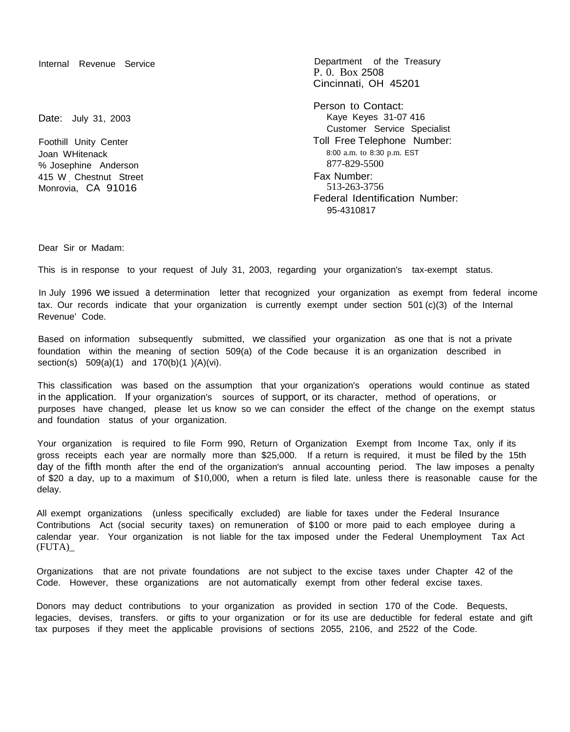Internal Revenue Service

Department of the Treasury
P. 0. Box 2508
Cincinnati, OH 45201

Date: July 31, 2003

Foothill Unity Center
Joan WHitenack
% Josephine Anderson
415 W. Chestnut Street
Monrovia, CA 91016

Person to Contact:
Kaye Keyes 31-07 416
Customer Service Specialist
Toll Free Telephone Number:
8:00 a.m. to 8:30 p.m. EST
877-829-5500
Fax Number:
513-263-3756
Federal Identification Number:
95-4310817

Dear Sir or Madam:

This is in response to your request of July 31, 2003, regarding your organization's tax-exempt status.

In July 1996 we issued a determination letter that recognized your organization as exempt from federal income tax. Our records indicate that your organization is currently exempt under section 501 (c)(3) of the Internal Revenue' Code.

Based on information subsequently submitted, we classified your organization as one that is not a private foundation within the meaning of section 509(a) of the Code because it is an organization described in section(s) 509(a)(1) and 170(b)(1 )(A)(vi).

This classification was based on the assumption that your organization's operations would continue as stated in the application. If your organization's sources of support, or its character, method of operations, or purposes have changed, please let us know so we can consider the effect of the change on the exempt status and foundation status of your organization.

Your organization is required to file Form 990, Return of Organization Exempt from Income Tax, only if its gross receipts each year are normally more than $25,000. If a return is required, it must be filed by the 15th day of the fifth month after the end of the organization's annual accounting period. The law imposes a penalty of $20 a day, up to a maximum of $10,000, when a return is filed late. unless there is reasonable cause for the delay.

All exempt organizations (unless specifically excluded) are liable for taxes under the Federal Insurance Contributions Act (social security taxes) on remuneration of $100 or more paid to each employee during a calendar year. Your organization is not liable for the tax imposed under the Federal Unemployment Tax Act (FUTA)_

Organizations that are not private foundations are not subject to the excise taxes under Chapter 42 of the Code. However, these organizations are not automatically exempt from other federal excise taxes.

Donors may deduct contributions to your organization as provided in section 170 of the Code. Bequests, legacies, devises, transfers. or gifts to your organization or for its use are deductible for federal estate and gift tax purposes if they meet the applicable provisions of sections 2055, 2106, and 2522 of the Code.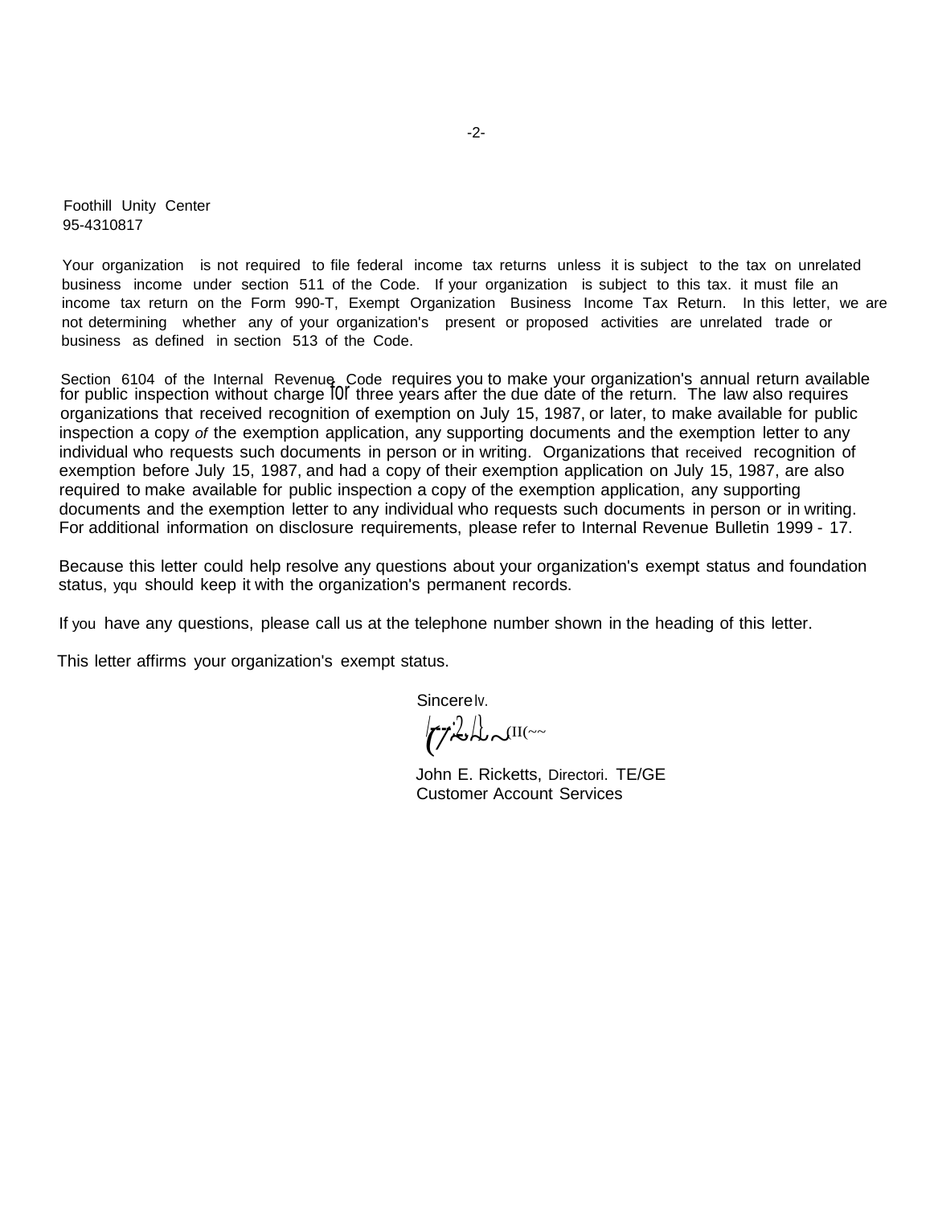Foothill Unity Center
95-4310817

Your organization is not required to file federal income tax returns unless it is subject to the tax on unrelated business income under section 511 of the Code. If your organization is subject to this tax. it must file an income tax return on the Form 990-T, Exempt Organization Business Income Tax Return. In this letter, we are not determining whether any of your organization's present or proposed activities are unrelated trade or business as defined in section 513 of the Code.

Section 6104 of the Internal Revenue Code requires you to make your organization's annual return available for public inspection without charge for three years after the due date of the return. The law also requires organizations that received recognition of exemption on July 15, 1987, or later, to make available for public inspection a copy *of* the exemption application, any supporting documents and the exemption letter to any individual who requests such documents in person or in writing. Organizations that received recognition of exemption before July 15, 1987, and had a copy of their exemption application on July 15, 1987, are also required to make available for public inspection a copy of the exemption application, any supporting documents and the exemption letter to any individual who requests such documents in person or in writing. For additional information on disclosure requirements, please refer to Internal Revenue Bulletin 1999 - 17.

Because this letter could help resolve any questions about your organization's exempt status and foundation status, yqu should keep it with the organization's permanent records.

If you have any questions, please call us at the telephone number shown in the heading of this letter.

This letter affirms your organization's exempt status.

Sincerely.

John E. Ricketts, Directori. TE/GE
Customer Account Services